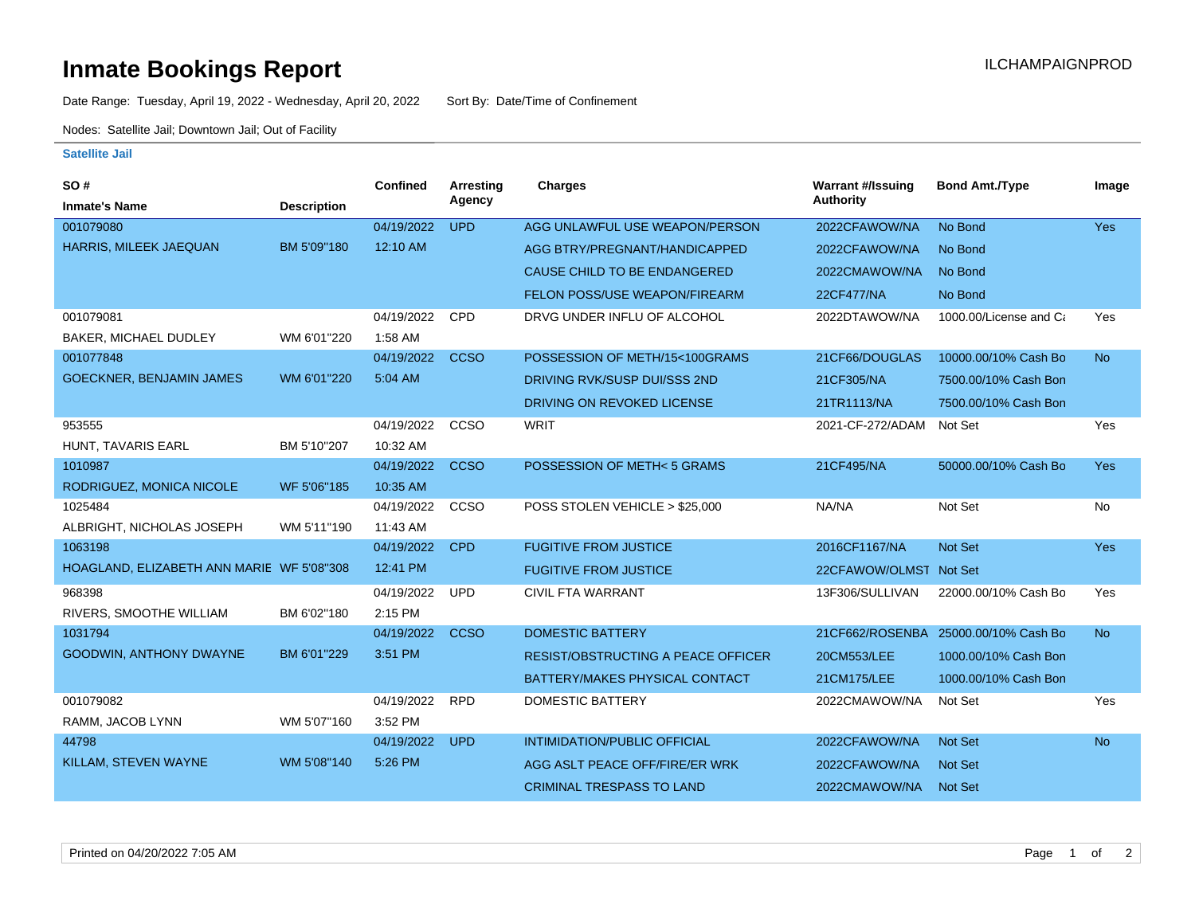# Inmate Bookings Report

ILCHAMPAIGNPROD

Date Range: Tuesday, April 19, 2022 - Wednesday, April 20, 2022    Sort By: Date/Time of Confinement

Nodes: Satellite Jail; Downtown Jail; Out of Facility

### Satellite Jail

| SO # / Inmate's Name | Description | Confined | Arresting Agency | Charges | Warrant #/Issuing Authority | Bond Amt./Type | Image |
|---|---|---|---|---|---|---|---|
| 001079080 HARRIS, MILEEK JAEQUAN | BM 5'09"180 | 04/19/2022 12:10 AM | UPD | AGG UNLAWFUL USE WEAPON/PERSON | 2022CFAWOW/NA | No Bond | Yes |
| | | | | AGG BTRY/PREGNANT/HANDICAPPED | 2022CFAWOW/NA | No Bond | |
| | | | | CAUSE CHILD TO BE ENDANGERED | 2022CMAWOW/NA | No Bond | |
| | | | | FELON POSS/USE WEAPON/FIREARM | 22CF477/NA | No Bond | |
| 001079081 BAKER, MICHAEL DUDLEY | WM 6'01"220 | 04/19/2022 1:58 AM | CPD | DRVG UNDER INFLU OF ALCOHOL | 2022DTAWOW/NA | 1000.00/License and Ca | Yes |
| 001077848 GOECKNER, BENJAMIN JAMES | WM 6'01"220 | 04/19/2022 5:04 AM | CCSO | POSSESSION OF METH/15<100GRAMS | 21CF66/DOUGLAS | 10000.00/10% Cash Bo | No |
| | | | | DRIVING RVK/SUSP DUI/SSS 2ND | 21CF305/NA | 7500.00/10% Cash Bon | |
| | | | | DRIVING ON REVOKED LICENSE | 21TR1113/NA | 7500.00/10% Cash Bon | |
| 953555 HUNT, TAVARIS EARL | BM 5'10"207 | 04/19/2022 10:32 AM | CCSO | WRIT | 2021-CF-272/ADAM | Not Set | Yes |
| 1010987 RODRIGUEZ, MONICA NICOLE | WF 5'06"185 | 04/19/2022 10:35 AM | CCSO | POSSESSION OF METH< 5 GRAMS | 21CF495/NA | 50000.00/10% Cash Bo | Yes |
| 1025484 ALBRIGHT, NICHOLAS JOSEPH | WM 5'11"190 | 04/19/2022 11:43 AM | CCSO | POSS STOLEN VEHICLE > $25,000 | NA/NA | Not Set | No |
| 1063198 HOAGLAND, ELIZABETH ANN MARIE | WF 5'08"308 | 04/19/2022 12:41 PM | CPD | FUGITIVE FROM JUSTICE | 2016CF1167/NA | Not Set | Yes |
| | | | | FUGITIVE FROM JUSTICE | 22CFAWOW/OLMST | Not Set | |
| 968398 RIVERS, SMOOTHE WILLIAM | BM 6'02"180 | 04/19/2022 2:15 PM | UPD | CIVIL FTA WARRANT | 13F306/SULLIVAN | 22000.00/10% Cash Bo | Yes |
| 1031794 GOODWIN, ANTHONY DWAYNE | BM 6'01"229 | 04/19/2022 3:51 PM | CCSO | DOMESTIC BATTERY | 21CF662/ROSENBA | 25000.00/10% Cash Bo | No |
| | | | | RESIST/OBSTRUCTING A PEACE OFFICER | 20CM553/LEE | 1000.00/10% Cash Bon | |
| | | | | BATTERY/MAKES PHYSICAL CONTACT | 21CM175/LEE | 1000.00/10% Cash Bon | |
| 001079082 RAMM, JACOB LYNN | WM 5'07"160 | 04/19/2022 3:52 PM | RPD | DOMESTIC BATTERY | 2022CMAWOW/NA | Not Set | Yes |
| 44798 KILLAM, STEVEN WAYNE | WM 5'08"140 | 04/19/2022 5:26 PM | UPD | INTIMIDATION/PUBLIC OFFICIAL | 2022CFAWOW/NA | Not Set | No |
| | | | | AGG ASLT PEACE OFF/FIRE/ER WRK | 2022CFAWOW/NA | Not Set | |
| | | | | CRIMINAL TRESPASS TO LAND | 2022CMAWOW/NA | Not Set | |

Printed on 04/20/2022 7:05 AM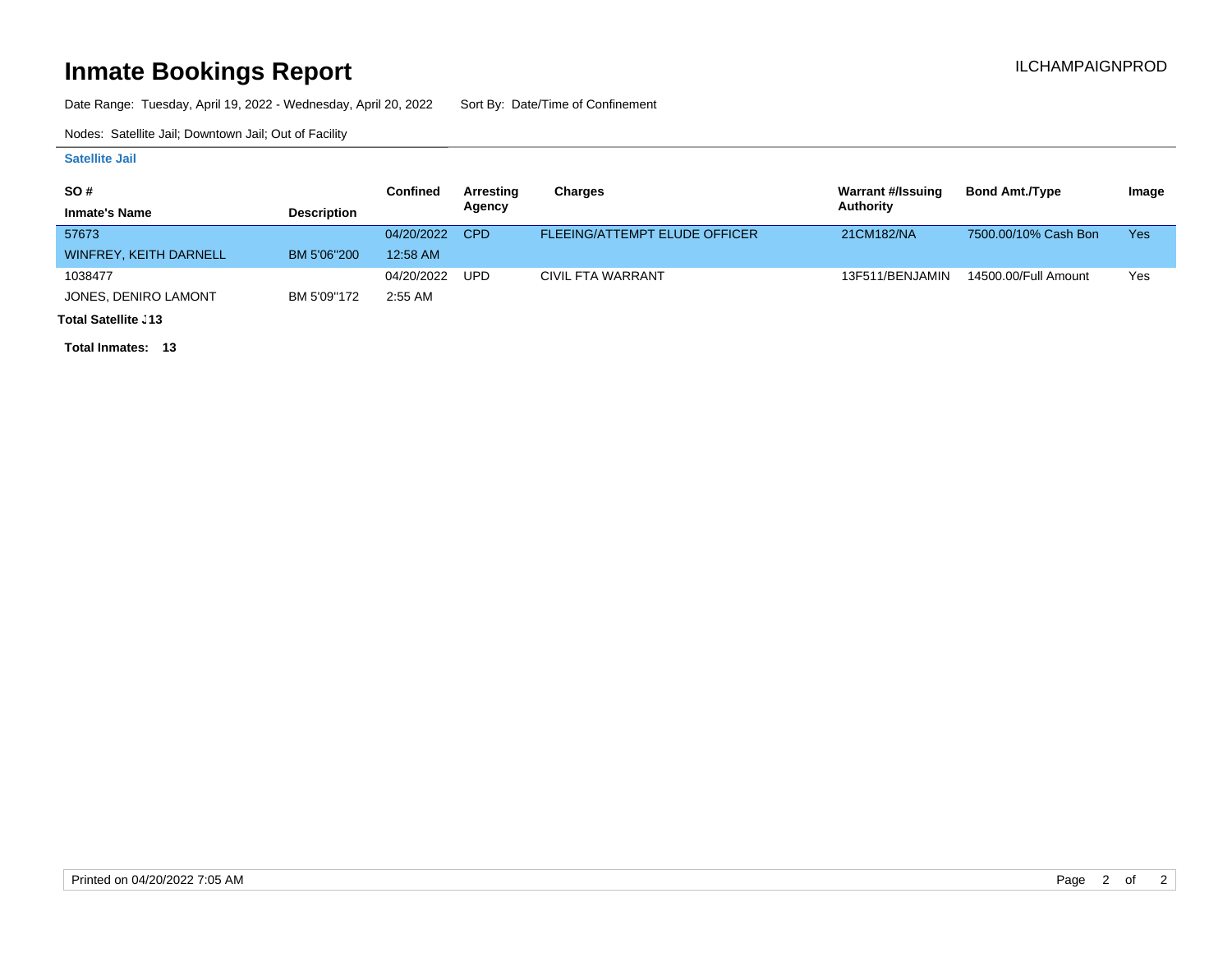# Inmate Bookings Report

ILCHAMPAIGNPROD

Date Range: Tuesday, April 19, 2022 - Wednesday, April 20, 2022 Sort By: Date/Time of Confinement

Nodes: Satellite Jail; Downtown Jail; Out of Facility

**Satellite Jail**

| SO # / Inmate's Name | Description | Confined | Arresting Agency | Charges | Warrant #/Issuing Authority | Bond Amt./Type | Image |
|---|---|---|---|---|---|---|---|
| 57673 WINFREY, KEITH DARNELL | BM 5'06"200 | 04/20/2022 12:58 AM | CPD | FLEEING/ATTEMPT ELUDE OFFICER | 21CM182/NA | 7500.00/10% Cash Bon | Yes |
| 1038477 JONES, DENIRO LAMONT | BM 5'09"172 | 04/20/2022 2:55 AM | UPD | CIVIL FTA WARRANT | 13F511/BENJAMIN | 14500.00/Full Amount | Yes |

**Total Satellite J13**

**Total Inmates: 13**

Printed on 04/20/2022 7:05 AM